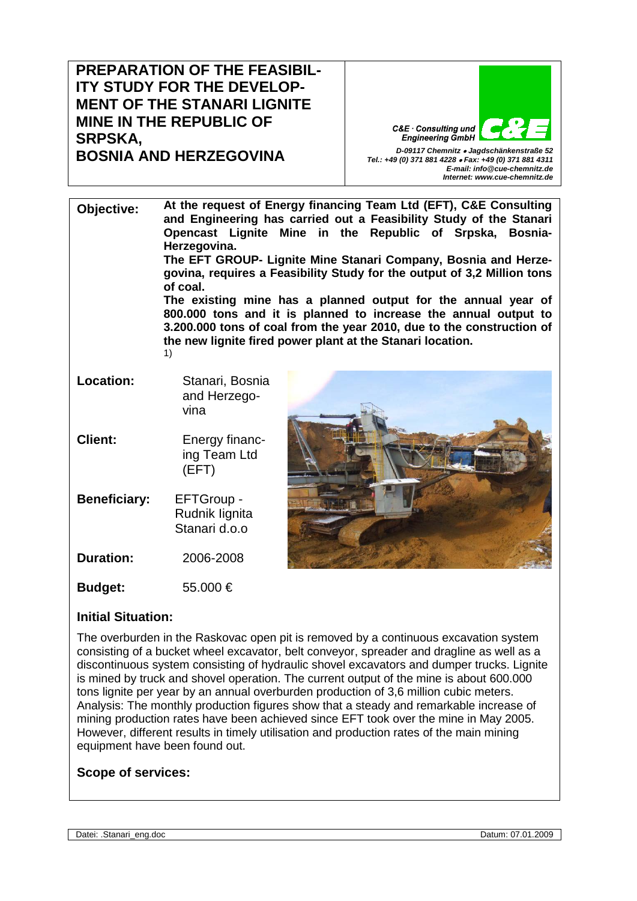# PREPARATION OF THE FEASIBILITY STUDY FOR THE DEVELOPMENT OF THE STANARI LIGNITE MINE IN THE REPUBLIC OF SRPSKA, BOSNIA AND HERZEGOVINA

*C&E · Consulting und Engineering GmbH*

*D-09117 Chemnitz • Jagdschänkenstraße 52*
*Tel.: +49 (0) 371 881 4228 • Fax: +49 (0) 371 881 4311*
*E-mail: info@cue-chemnitz.de*
*Internet: www.cue-chemnitz.de*

**Objective:** **At the request of Energy financing Team Ltd (EFT), C&E Consulting and Engineering has carried out a Feasibility Study of the Stanari Opencast Lignite Mine in the Republic of Srpska, Bosnia-Herzegovina.**
**The EFT GROUP- Lignite Mine Stanari Company, Bosnia and Herzegovina, requires a Feasibility Study for the output of 3,2 Million tons of coal.**
**The existing mine has a planned output for the annual year of 800.000 tons and it is planned to increase the annual output to 3.200.000 tons of coal from the year 2010, due to the construction of the new lignite fired power plant at the Stanari location.**
1)

**Location:** Stanari, Bosnia and Herzegovina

**Client:** Energy financing Team Ltd (EFT)

**Beneficiary:** EFTGroup - Rudnik lignita Stanari d.o.o

**Duration:** 2006-2008

**Budget:** 55.000 €

## Initial Situation:

The overburden in the Raskovac open pit is removed by a continuous excavation system consisting of a bucket wheel excavator, belt conveyor, spreader and dragline as well as a discontinuous system consisting of hydraulic shovel excavators and dumper trucks. Lignite is mined by truck and shovel operation. The current output of the mine is about 600.000 tons lignite per year by an annual overburden production of 3,6 million cubic meters.
Analysis: The monthly production figures show that a steady and remarkable increase of mining production rates have been achieved since EFT took over the mine in May 2005. However, different results in timely utilisation and production rates of the main mining equipment have been found out.

## Scope of services: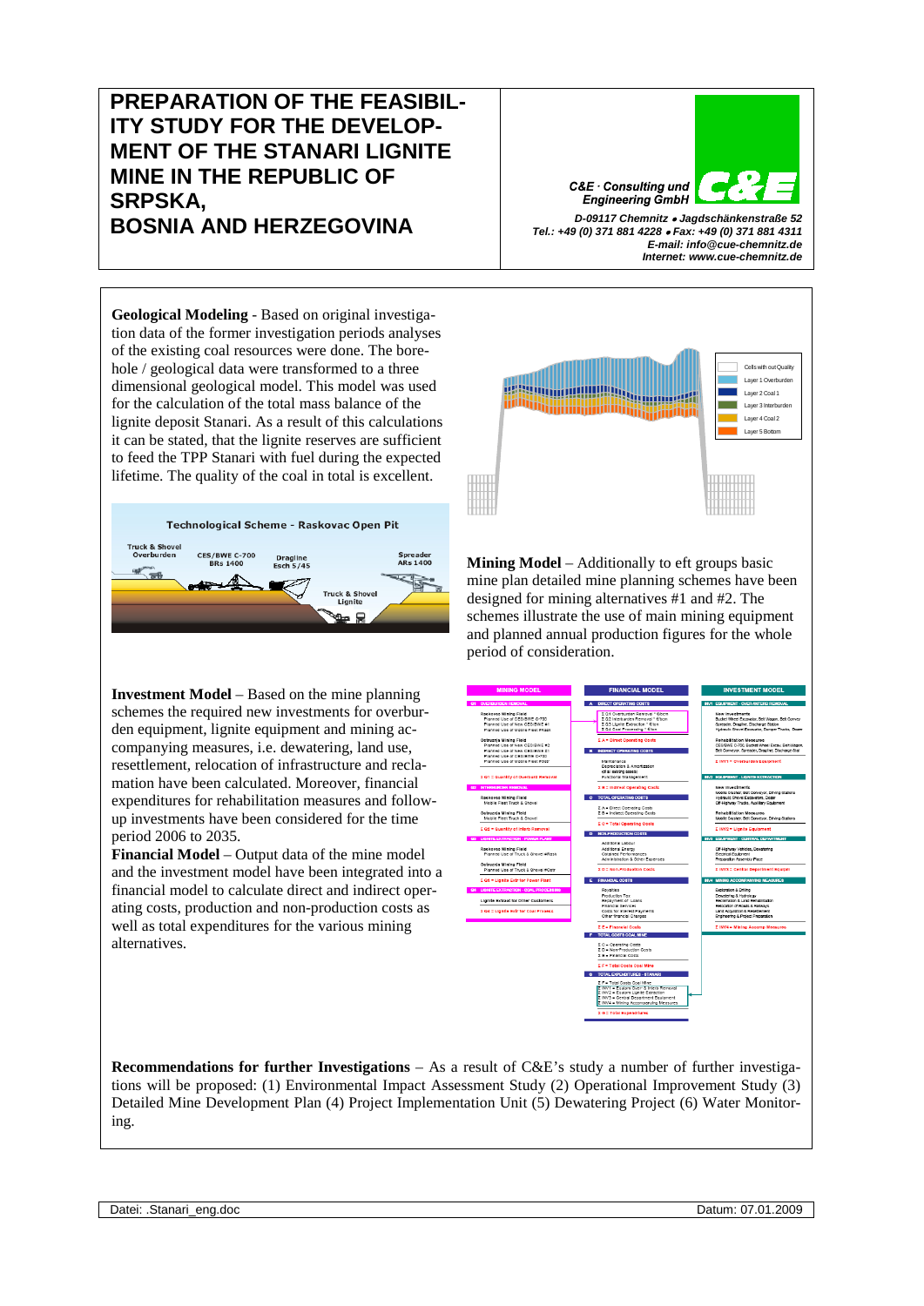# PREPARATION OF THE FEASIBILITY STUDY FOR THE DEVELOPMENT OF THE STANARI LIGNITE MINE IN THE REPUBLIC OF SRPSKA, BOSNIA AND HERZEGOVINA

C&E · Consulting und Engineering GmbH

D-09117 Chemnitz • Jagdschänkenstraße 52
Tel.: +49 (0) 371 881 4228 • Fax: +49 (0) 371 881 4311
E-mail: info@cue-chemnitz.de
Internet: www.cue-chemnitz.de

**Geological Modeling** - Based on original investigation data of the former investigation periods analyses of the existing coal resources were done. The borehole / geological data were transformed to a three dimensional geological model. This model was used for the calculation of the total mass balance of the lignite deposit Stanari. As a result of this calculations it can be stated, that the lignite reserves are sufficient to feed the TPP Stanari with fuel during the expected lifetime. The quality of the coal in total is excellent.

Cells without Quality
Layer 1 Overburden
Layer 2 Coal 1
Layer 3 Interburden
Layer 4 Coal 2
Layer 5 Bottom

Technological Scheme - Raskovac Open Pit

Truck & Shovel Overburden
CES/BWE C-700 BRs 1400
Dragline Esch 5/45
Spreader ARs 1400
Truck & Shovel Lignite

**Mining Model** – Additionally to eft groups basic mine plan detailed mine planning schemes have been designed for mining alternatives #1 and #2. The schemes illustrate the use of main mining equipment and planned annual production figures for the whole period of consideration.

**Investment Model** – Based on the mine planning schemes the required new investments for overburden equipment, lignite equipment and mining accompanying measures, i.e. dewatering, land use, resettlement, relocation of infrastructure and reclamation have been calculated. Moreover, financial expenditures for rehabilitation measures and follow-up investments have been considered for the time period 2006 to 2035.

**Financial Model** – Output data of the mine model and the investment model have been integrated into a financial model to calculate direct and indirect operating costs, production and non-production costs as well as total expenditures for the various mining alternatives.

MINING MODEL
FINANCIAL MODEL
INVESTMENT MODEL

**Recommendations for further Investigations** – As a result of C&E's study a number of further investigations will be proposed: (1) Environmental Impact Assessment Study (2) Operational Improvement Study (3) Detailed Mine Development Plan (4) Project Implementation Unit (5) Dewatering Project (6) Water Monitoring.

Datei: .Stanari_eng.doc
Datum: 07.01.2009